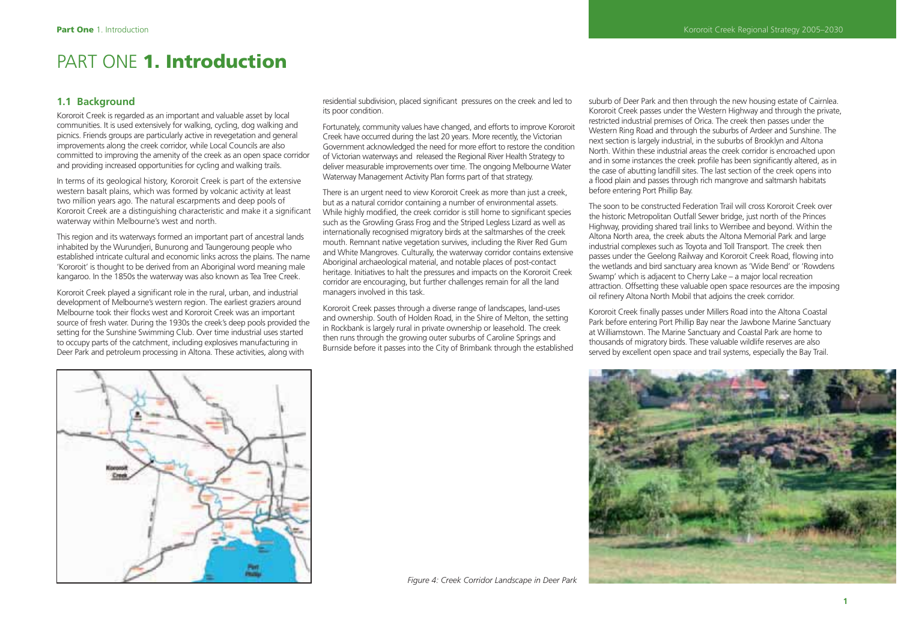# PART ONE 1. Introduction

## 1.1 Background

Kororoit Creek is regarded as an important and valuable asset by local communities. It is used extensively for walking, cycling, dog walking and picnics. Friends groups are particularly active in revegetation and general improvements along the creek corridor, while Local Councils are also committed to improving the amenity of the creek as an open space corridor and providing increased opportunities for cycling and walking trails.

In terms of its geological history, Kororoit Creek is part of the extensive western basalt plains, which was formed by volcanic activity at least two million years ago. The natural escarpments and deep pools of Kororoit Creek are a distinguishing characteristic and make it a significant waterway within Melbourne's west and north.

This region and its waterways formed an important part of ancestral lands inhabited by the Wurundjeri, Bunurong and Taungeroung people who established intricate cultural and economic links across the plains. The name 'Kororoit' is thought to be derived from an Aboriginal word meaning male kangaroo. In the 1850s the waterway was also known as Tea Tree Creek.

Kororoit Creek played a significant role in the rural, urban, and industrial development of Melbourne's western region. The earliest graziers around Melbourne took their flocks west and Kororoit Creek was an important source of fresh water. During the 1930s the creek's deep pools provided the setting for the Sunshine Swimming Club. Over time industrial uses started to occupy parts of the catchment, including explosives manufacturing in Deer Park and petroleum processing in Altona. These activities, along with residential subdivision, placed significant pressures on the creek and led to its poor condition.

Fortunately, community values have changed, and efforts to improve Kororoit Creek have occurred during the last 20 years. More recently, the Victorian Government acknowledged the need for more effort to restore the condition of Victorian waterways and released the Regional River Health Strategy to deliver measurable improvements over time. The ongoing Melbourne Water Waterway Management Activity Plan forms part of that strategy.

There is an urgent need to view Kororoit Creek as more than just a creek, but as a natural corridor containing a number of environmental assets. While highly modified, the creek corridor is still home to significant species such as the Growling Grass Frog and the Striped Legless Lizard as well as internationally recognised migratory birds at the saltmarshes of the creek mouth. Remnant native vegetation survives, including the River Red Gum and White Mangroves. Culturally, the waterway corridor contains extensive Aboriginal archaeological material, and notable places of post-contact heritage. Initiatives to halt the pressures and impacts on the Kororoit Creek corridor are encouraging, but further challenges remain for all the land managers involved in this task.

Kororoit Creek passes through a diverse range of landscapes, land-uses and ownership. South of Holden Road, in the Shire of Melton, the setting in Rockbank is largely rural in private ownership or leasehold. The creek then runs through the growing outer suburbs of Caroline Springs and Burnside before it passes into the City of Brimbank through the established suburb of Deer Park and then through the new housing estate of Cairnlea. Kororoit Creek passes under the Western Highway and through the private, restricted industrial premises of Orica. The creek then passes under the Western Ring Road and through the suburbs of Ardeer and Sunshine. The next section is largely industrial, in the suburbs of Brooklyn and Altona North. Within these industrial areas the creek corridor is encroached upon and in some instances the creek profile has been significantly altered, as in the case of abutting landfill sites. The last section of the creek opens into a flood plain and passes through rich mangrove and saltmarsh habitats before entering Port Phillip Bay.

The soon to be constructed Federation Trail will cross Kororoit Creek over the historic Metropolitan Outfall Sewer bridge, just north of the Princes Highway, providing shared trail links to Werribee and beyond. Within the Altona North area, the creek abuts the Altona Memorial Park and large industrial complexes such as Toyota and Toll Transport. The creek then passes under the Geelong Railway and Kororoit Creek Road, flowing into the wetlands and bird sanctuary area known as 'Wide Bend' or 'Rowdens Swamp' which is adjacent to Cherry Lake – a major local recreation attraction. Offsetting these valuable open space resources are the imposing oil refinery Altona North Mobil that adjoins the creek corridor.

Kororoit Creek finally passes under Millers Road into the Altona Coastal Park before entering Port Phillip Bay near the Jawbone Marine Sanctuary at Williamstown. The Marine Sanctuary and Coastal Park are home to thousands of migratory birds. These valuable wildlife reserves are also served by excellent open space and trail systems, especially the Bay Trail.

*Figure 4: Creek Corridor Landscape in Deer Park*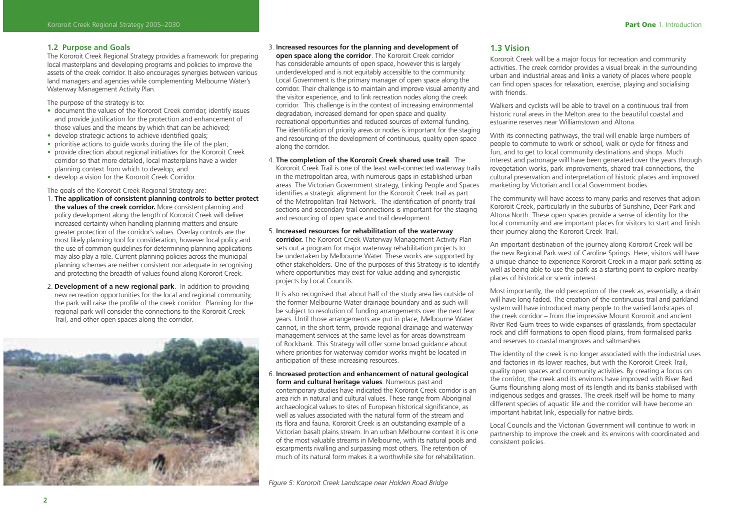## 1.2 Purpose and Goals

The Kororoit Creek Regional Strategy provides a framework for preparing local masterplans and developing programs and policies to improve the assets of the creek corridor. It also encourages synergies between various land managers and agencies while complementing Melbourne Water's Waterway Management Activity Plan.

The purpose of the strategy is to:

- document the values of the Kororoit Creek corridor, identify issues and provide justification for the protection and enhancement of those values and the means by which that can be achieved;
- develop strategic actions to achieve identified goals;
- prioritise actions to guide works during the life of the plan;
- provide direction about regional initiatives for the Kororoit Creek corridor so that more detailed, local masterplans have a wider planning context from which to develop; and
- develop a vision for the Kororoit Creek Corridor.

The goals of the Kororoit Creek Regional Strategy are:

1. **The application of consistent planning controls to better protect the values of the creek corridor.** More consistent planning and policy development along the length of Kororoit Creek will deliver increased certainty when handling planning matters and ensure greater protection of the corridor's values. Overlay controls are the most likely planning tool for consideration, however local policy and the use of common guidelines for determining planning applications may also play a role. Current planning policies across the municipal planning schemes are neither consistent nor adequate in recognising and protecting the breadth of values found along Kororoit Creek.

2. **Development of a new regional park**. In addition to providing new recreation opportunities for the local and regional community, the park will raise the profile of the creek corridor. Planning for the regional park will consider the connections to the Kororoit Creek Trail, and other open spaces along the corridor.

3. **Increased resources for the planning and development of open space along the corridor**. The Kororoit Creek corridor has considerable amounts of open space, however this is largely underdeveloped and is not equitably accessible to the community. Local Government is the primary manager of open space along the corridor. Their challenge is to maintain and improve visual amenity and the visitor experience, and to link recreation nodes along the creek corridor. This challenge is in the context of increasing environmental degradation, increased demand for open space and quality recreational opportunities and reduced sources of external funding. The identification of priority areas or nodes is important for the staging and resourcing of the development of continuous, quality open space along the corridor.

4. **The completion of the Kororoit Creek shared use trail**. The Kororoit Creek Trail is one of the least well-connected waterway trails in the metropolitan area, with numerous gaps in established urban areas. The Victorian Government strategy, Linking People and Spaces identifies a strategic alignment for the Kororoit Creek trail as part of the Metropolitan Trail Network. The identification of priority trail sections and secondary trail connections is important for the staging and resourcing of open space and trail development.

5. **Increased resources for rehabilitation of the waterway corridor.** The Kororoit Creek Waterway Management Activity Plan sets out a program for major waterway rehabilitation projects to be undertaken by Melbourne Water. These works are supported by other stakeholders. One of the purposes of this Strategy is to identify where opportunities may exist for value adding and synergistic projects by Local Councils.

   It is also recognised that about half of the study area lies outside of the former Melbourne Water drainage boundary and as such will be subject to resolution of funding arrangements over the next few years. Until those arrangements are put in place, Melbourne Water cannot, in the short term, provide regional drainage and waterway management services at the same level as for areas downstream of Rockbank. This Strategy will offer some broad guidance about where priorities for waterway corridor works might be located in anticipation of these increasing resources.

6. **Increased protection and enhancement of natural geological form and cultural heritage values**. Numerous past and contemporary studies have indicated the Kororoit Creek corridor is an area rich in natural and cultural values. These range from Aboriginal archaeological values to sites of European historical significance, as well as values associated with the natural form of the stream and its flora and fauna. Kororoit Creek is an outstanding example of a Victorian basalt plains stream. In an urban Melbourne context it is one of the most valuable streams in Melbourne, with its natural pools and escarpments rivalling and surpassing most others. The retention of much of its natural form makes it a worthwhile site for rehabilitation.

*Figure 5: Kororoit Creek Landscape near Holden Road Bridge*

## 1.3 Vision

Kororoit Creek will be a major focus for recreation and community activities. The creek corridor provides a visual break in the surrounding urban and industrial areas and links a variety of places where people can find open spaces for relaxation, exercise, playing and socialising with friends.

Walkers and cyclists will be able to travel on a continuous trail from historic rural areas in the Melton area to the beautiful coastal and estuarine reserves near Williamstown and Altona.

With its connecting pathways, the trail will enable large numbers of people to commute to work or school, walk or cycle for fitness and fun, and to get to local community destinations and shops. Much interest and patronage will have been generated over the years through revegetation works, park improvements, shared trail connections, the cultural preservation and interpretation of historic places and improved marketing by Victorian and Local Government bodies.

The community will have access to many parks and reserves that adjoin Kororoit Creek, particularly in the suburbs of Sunshine, Deer Park and Altona North. These open spaces provide a sense of identity for the local community and are important places for visitors to start and finish their journey along the Kororoit Creek Trail.

An important destination of the journey along Kororoit Creek will be the new Regional Park west of Caroline Springs. Here, visitors will have a unique chance to experience Kororoit Creek in a major park setting as well as being able to use the park as a starting point to explore nearby places of historical or scenic interest.

Most importantly, the old perception of the creek as, essentially, a drain will have long faded. The creation of the continuous trail and parkland system will have introduced many people to the varied landscapes of the creek corridor – from the impressive Mount Kororoit and ancient River Red Gum trees to wide expanses of grasslands, from spectacular rock and cliff formations to open flood plains, from formalised parks and reserves to coastal mangroves and saltmarshes.

The identity of the creek is no longer associated with the industrial uses and factories in its lower reaches, but with the Kororoit Creek Trail, quality open spaces and community activities. By creating a focus on the corridor, the creek and its environs have improved with River Red Gums flourishing along most of its length and its banks stabilised with indigenous sedges and grasses. The creek itself will be home to many different species of aquatic life and the corridor will have become an important habitat link, especially for native birds.

Local Councils and the Victorian Government will continue to work in partnership to improve the creek and its environs with coordinated and consistent policies.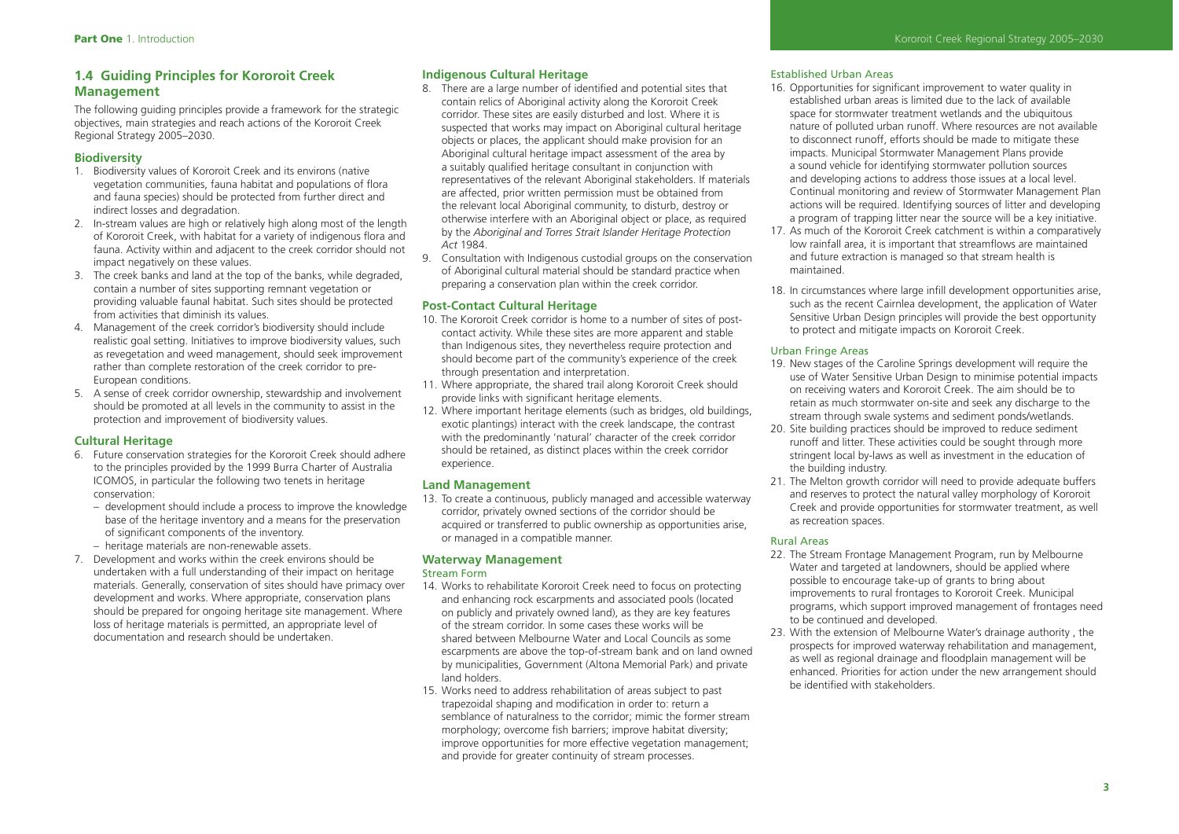## 1.4 Guiding Principles for Kororoit Creek Management

The following guiding principles provide a framework for the strategic objectives, main strategies and reach actions of the Kororoit Creek Regional Strategy 2005–2030.

### Biodiversity

1. Biodiversity values of Kororoit Creek and its environs (native vegetation communities, fauna habitat and populations of flora and fauna species) should be protected from further direct and indirect losses and degradation.
2. In-stream values are high or relatively high along most of the length of Kororoit Creek, with habitat for a variety of indigenous flora and fauna. Activity within and adjacent to the creek corridor should not impact negatively on these values.
3. The creek banks and land at the top of the banks, while degraded, contain a number of sites supporting remnant vegetation or providing valuable faunal habitat. Such sites should be protected from activities that diminish its values.
4. Management of the creek corridor's biodiversity should include realistic goal setting. Initiatives to improve biodiversity values, such as revegetation and weed management, should seek improvement rather than complete restoration of the creek corridor to pre-European conditions.
5. A sense of creek corridor ownership, stewardship and involvement should be promoted at all levels in the community to assist in the protection and improvement of biodiversity values.

### Cultural Heritage

6. Future conservation strategies for the Kororoit Creek should adhere to the principles provided by the 1999 Burra Charter of Australia ICOMOS, in particular the following two tenets in heritage conservation:
   - development should include a process to improve the knowledge base of the heritage inventory and a means for the preservation of significant components of the inventory.
   - heritage materials are non-renewable assets.
7. Development and works within the creek environs should be undertaken with a full understanding of their impact on heritage materials. Generally, conservation of sites should have primacy over development and works. Where appropriate, conservation plans should be prepared for ongoing heritage site management. Where loss of heritage materials is permitted, an appropriate level of documentation and research should be undertaken.

### Indigenous Cultural Heritage

8. There are a large number of identified and potential sites that contain relics of Aboriginal activity along the Kororoit Creek corridor. These sites are easily disturbed and lost. Where it is suspected that works may impact on Aboriginal cultural heritage objects or places, the applicant should make provision for an Aboriginal cultural heritage impact assessment of the area by a suitably qualified heritage consultant in conjunction with representatives of the relevant Aboriginal stakeholders. If materials are affected, prior written permission must be obtained from the relevant local Aboriginal community, to disturb, destroy or otherwise interfere with an Aboriginal object or place, as required by the *Aboriginal and Torres Strait Islander Heritage Protection Act* 1984.
9. Consultation with Indigenous custodial groups on the conservation of Aboriginal cultural material should be standard practice when preparing a conservation plan within the creek corridor.

### Post-Contact Cultural Heritage

10. The Kororoit Creek corridor is home to a number of sites of post-contact activity. While these sites are more apparent and stable than Indigenous sites, they nevertheless require protection and should become part of the community's experience of the creek through presentation and interpretation.
11. Where appropriate, the shared trail along Kororoit Creek should provide links with significant heritage elements.
12. Where important heritage elements (such as bridges, old buildings, exotic plantings) interact with the creek landscape, the contrast with the predominantly 'natural' character of the creek corridor should be retained, as distinct places within the creek corridor experience.

### Land Management

13. To create a continuous, publicly managed and accessible waterway corridor, privately owned sections of the corridor should be acquired or transferred to public ownership as opportunities arise, or managed in a compatible manner.

### Waterway Management

#### Stream Form

14. Works to rehabilitate Kororoit Creek need to focus on protecting and enhancing rock escarpments and associated pools (located on publicly and privately owned land), as they are key features of the stream corridor. In some cases these works will be shared between Melbourne Water and Local Councils as some escarpments are above the top-of-stream bank and on land owned by municipalities, Government (Altona Memorial Park) and private land holders.
15. Works need to address rehabilitation of areas subject to past trapezoidal shaping and modification in order to: return a semblance of naturalness to the corridor; mimic the former stream morphology; overcome fish barriers; improve habitat diversity; improve opportunities for more effective vegetation management; and provide for greater continuity of stream processes.

#### Established Urban Areas

16. Opportunities for significant improvement to water quality in established urban areas is limited due to the lack of available space for stormwater treatment wetlands and the ubiquitous nature of polluted urban runoff. Where resources are not available to disconnect runoff, efforts should be made to mitigate these impacts. Municipal Stormwater Management Plans provide a sound vehicle for identifying stormwater pollution sources and developing actions to address those issues at a local level. Continual monitoring and review of Stormwater Management Plan actions will be required. Identifying sources of litter and developing a program of trapping litter near the source will be a key initiative.
17. As much of the Kororoit Creek catchment is within a comparatively low rainfall area, it is important that streamflows are maintained and future extraction is managed so that stream health is maintained.
18. In circumstances where large infill development opportunities arise, such as the recent Cairnlea development, the application of Water Sensitive Urban Design principles will provide the best opportunity to protect and mitigate impacts on Kororoit Creek.

#### Urban Fringe Areas

19. New stages of the Caroline Springs development will require the use of Water Sensitive Urban Design to minimise potential impacts on receiving waters and Kororoit Creek. The aim should be to retain as much stormwater on-site and seek any discharge to the stream through swale systems and sediment ponds/wetlands.
20. Site building practices should be improved to reduce sediment runoff and litter. These activities could be sought through more stringent local by-laws as well as investment in the education of the building industry.
21. The Melton growth corridor will need to provide adequate buffers and reserves to protect the natural valley morphology of Kororoit Creek and provide opportunities for stormwater treatment, as well as recreation spaces.

#### Rural Areas

22. The Stream Frontage Management Program, run by Melbourne Water and targeted at landowners, should be applied where possible to encourage take-up of grants to bring about improvements to rural frontages to Kororoit Creek. Municipal programs, which support improved management of frontages need to be continued and developed.
23. With the extension of Melbourne Water's drainage authority , the prospects for improved waterway rehabilitation and management, as well as regional drainage and floodplain management will be enhanced. Priorities for action under the new arrangement should be identified with stakeholders.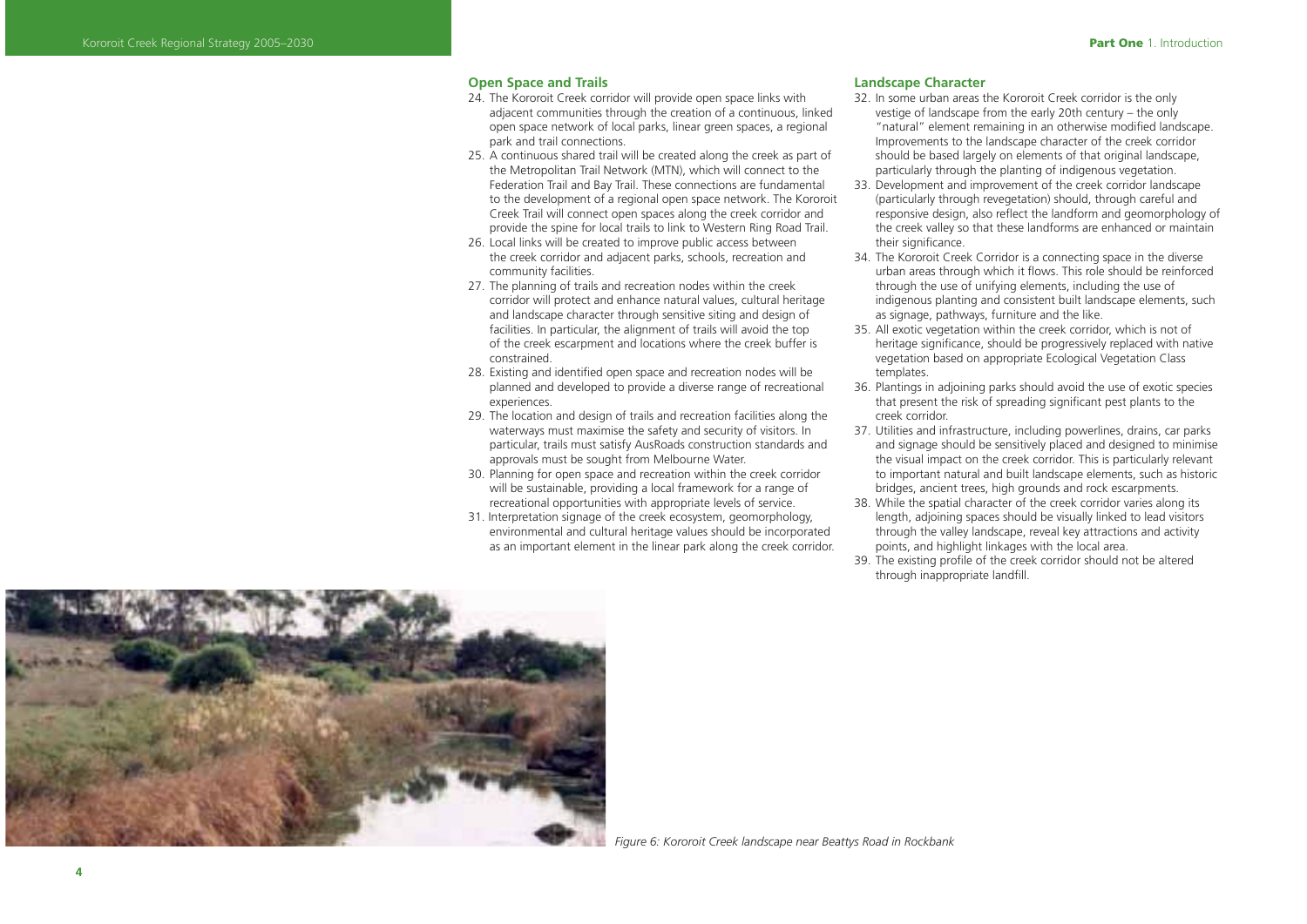### Open Space and Trails

24. The Kororoit Creek corridor will provide open space links with adjacent communities through the creation of a continuous, linked open space network of local parks, linear green spaces, a regional park and trail connections.
25. A continuous shared trail will be created along the creek as part of the Metropolitan Trail Network (MTN), which will connect to the Federation Trail and Bay Trail. These connections are fundamental to the development of a regional open space network. The Kororoit Creek Trail will connect open spaces along the creek corridor and provide the spine for local trails to link to Western Ring Road Trail.
26. Local links will be created to improve public access between the creek corridor and adjacent parks, schools, recreation and community facilities.
27. The planning of trails and recreation nodes within the creek corridor will protect and enhance natural values, cultural heritage and landscape character through sensitive siting and design of facilities. In particular, the alignment of trails will avoid the top of the creek escarpment and locations where the creek buffer is constrained.
28. Existing and identified open space and recreation nodes will be planned and developed to provide a diverse range of recreational experiences.
29. The location and design of trails and recreation facilities along the waterways must maximise the safety and security of visitors. In particular, trails must satisfy AusRoads construction standards and approvals must be sought from Melbourne Water.
30. Planning for open space and recreation within the creek corridor will be sustainable, providing a local framework for a range of recreational opportunities with appropriate levels of service.
31. Interpretation signage of the creek ecosystem, geomorphology, environmental and cultural heritage values should be incorporated as an important element in the linear park along the creek corridor.

### Landscape Character

32. In some urban areas the Kororoit Creek corridor is the only vestige of landscape from the early 20th century – the only "natural" element remaining in an otherwise modified landscape. Improvements to the landscape character of the creek corridor should be based largely on elements of that original landscape, particularly through the planting of indigenous vegetation.
33. Development and improvement of the creek corridor landscape (particularly through revegetation) should, through careful and responsive design, also reflect the landform and geomorphology of the creek valley so that these landforms are enhanced or maintain their significance.
34. The Kororoit Creek Corridor is a connecting space in the diverse urban areas through which it flows. This role should be reinforced through the use of unifying elements, including the use of indigenous planting and consistent built landscape elements, such as signage, pathways, furniture and the like.
35. All exotic vegetation within the creek corridor, which is not of heritage significance, should be progressively replaced with native vegetation based on appropriate Ecological Vegetation Class templates.
36. Plantings in adjoining parks should avoid the use of exotic species that present the risk of spreading significant pest plants to the creek corridor.
37. Utilities and infrastructure, including powerlines, drains, car parks and signage should be sensitively placed and designed to minimise the visual impact on the creek corridor. This is particularly relevant to important natural and built landscape elements, such as historic bridges, ancient trees, high grounds and rock escarpments.
38. While the spatial character of the creek corridor varies along its length, adjoining spaces should be visually linked to lead visitors through the valley landscape, reveal key attractions and activity points, and highlight linkages with the local area.
39. The existing profile of the creek corridor should not be altered through inappropriate landfill.

*Figure 6: Kororoit Creek landscape near Beattys Road in Rockbank*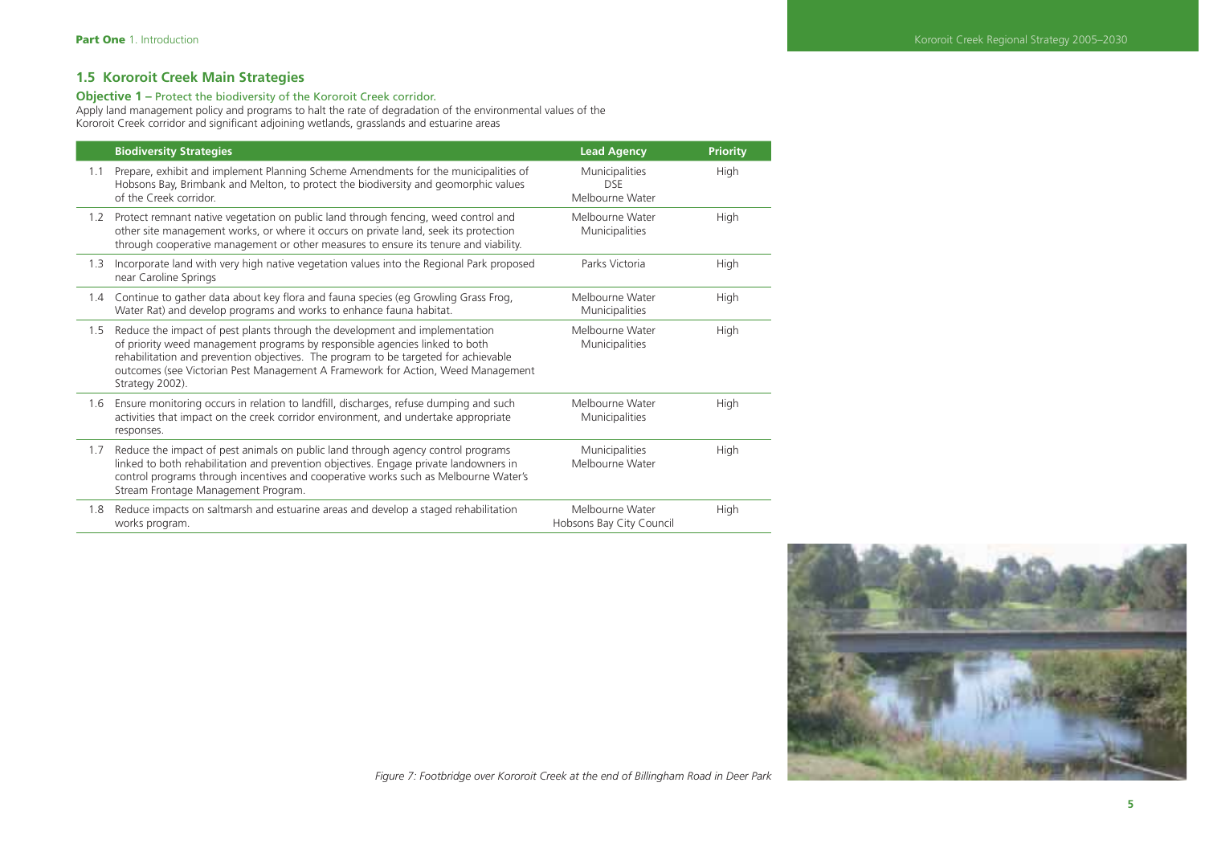## 1.5 Kororoit Creek Main Strategies

**Objective 1 –** Protect the biodiversity of the Kororoit Creek corridor.

Apply land management policy and programs to halt the rate of degradation of the environmental values of the Kororoit Creek corridor and significant adjoining wetlands, grasslands and estuarine areas

| | Biodiversity Strategies | Lead Agency | Priority |
|---|---|---|---|
| 1.1 | Prepare, exhibit and implement Planning Scheme Amendments for the municipalities of Hobsons Bay, Brimbank and Melton, to protect the biodiversity and geomorphic values of the Creek corridor. | Municipalities<br>DSE<br>Melbourne Water | High |
| 1.2 | Protect remnant native vegetation on public land through fencing, weed control and other site management works, or where it occurs on private land, seek its protection through cooperative management or other measures to ensure its tenure and viability. | Melbourne Water<br>Municipalities | High |
| 1.3 | Incorporate land with very high native vegetation values into the Regional Park proposed near Caroline Springs | Parks Victoria | High |
| 1.4 | Continue to gather data about key flora and fauna species (eg Growling Grass Frog, Water Rat) and develop programs and works to enhance fauna habitat. | Melbourne Water<br>Municipalities | High |
| 1.5 | Reduce the impact of pest plants through the development and implementation of priority weed management programs by responsible agencies linked to both rehabilitation and prevention objectives. The program to be targeted for achievable outcomes (see Victorian Pest Management A Framework for Action, Weed Management Strategy 2002). | Melbourne Water<br>Municipalities | High |
| 1.6 | Ensure monitoring occurs in relation to landfill, discharges, refuse dumping and such activities that impact on the creek corridor environment, and undertake appropriate responses. | Melbourne Water<br>Municipalities | High |
| 1.7 | Reduce the impact of pest animals on public land through agency control programs linked to both rehabilitation and prevention objectives. Engage private landowners in control programs through incentives and cooperative works such as Melbourne Water's Stream Frontage Management Program. | Municipalities<br>Melbourne Water | High |
| 1.8 | Reduce impacts on saltmarsh and estuarine areas and develop a staged rehabilitation works program. | Melbourne Water<br>Hobsons Bay City Council | High |

*Figure 7: Footbridge over Kororoit Creek at the end of Billingham Road in Deer Park*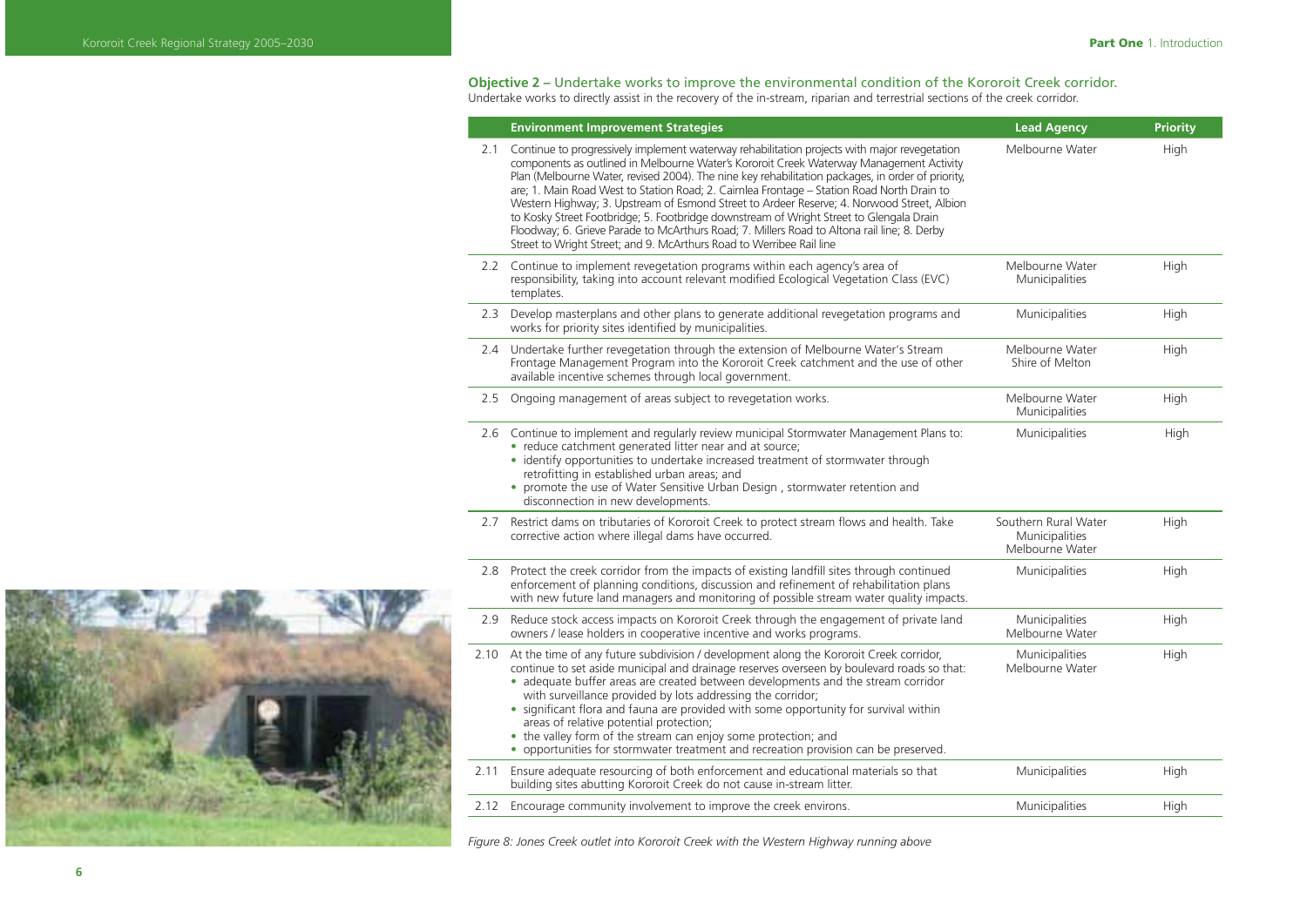**Objective 2 –** Undertake works to improve the environmental condition of the Kororoit Creek corridor.

Undertake works to directly assist in the recovery of the in-stream, riparian and terrestrial sections of the creek corridor.

| | Environment Improvement Strategies | Lead Agency | Priority |
|---|---|---|---|
| 2.1 | Continue to progressively implement waterway rehabilitation projects with major revegetation components as outlined in Melbourne Water's Kororoit Creek Waterway Management Activity Plan (Melbourne Water, revised 2004). The nine key rehabilitation packages, in order of priority, are; 1. Main Road West to Station Road; 2. Cairnlea Frontage – Station Road North Drain to Western Highway; 3. Upstream of Esmond Street to Ardeer Reserve; 4. Norwood Street, Albion to Kosky Street Footbridge; 5. Footbridge downstream of Wright Street to Glengala Drain Floodway; 6. Grieve Parade to McArthurs Road; 7. Millers Road to Altona rail line; 8. Derby Street to Wright Street; and 9. McArthurs Road to Werribee Rail line | Melbourne Water | High |
| 2.2 | Continue to implement revegetation programs within each agency's area of responsibility, taking into account relevant modified Ecological Vegetation Class (EVC) templates. | Melbourne Water<br>Municipalities | High |
| 2.3 | Develop masterplans and other plans to generate additional revegetation programs and works for priority sites identified by municipalities. | Municipalities | High |
| 2.4 | Undertake further revegetation through the extension of Melbourne Water's Stream Frontage Management Program into the Kororoit Creek catchment and the use of other available incentive schemes through local government. | Melbourne Water<br>Shire of Melton | High |
| 2.5 | Ongoing management of areas subject to revegetation works. | Melbourne Water<br>Municipalities | High |
| 2.6 | Continue to implement and regularly review municipal Stormwater Management Plans to:<br>• reduce catchment generated litter near and at source;<br>• identify opportunities to undertake increased treatment of stormwater through retrofitting in established urban areas; and<br>• promote the use of Water Sensitive Urban Design , stormwater retention and disconnection in new developments. | Municipalities | High |
| 2.7 | Restrict dams on tributaries of Kororoit Creek to protect stream flows and health. Take corrective action where illegal dams have occurred. | Southern Rural Water<br>Municipalities<br>Melbourne Water | High |
| 2.8 | Protect the creek corridor from the impacts of existing landfill sites through continued enforcement of planning conditions, discussion and refinement of rehabilitation plans with new future land managers and monitoring of possible stream water quality impacts. | Municipalities | High |
| 2.9 | Reduce stock access impacts on Kororoit Creek through the engagement of private land owners / lease holders in cooperative incentive and works programs. | Municipalities<br>Melbourne Water | High |
| 2.10 | At the time of any future subdivision / development along the Kororoit Creek corridor, continue to set aside municipal and drainage reserves overseen by boulevard roads so that:<br>• adequate buffer areas are created between developments and the stream corridor with surveillance provided by lots addressing the corridor;<br>• significant flora and fauna are provided with some opportunity for survival within areas of relative potential protection;<br>• the valley form of the stream can enjoy some protection; and<br>• opportunities for stormwater treatment and recreation provision can be preserved. | Municipalities<br>Melbourne Water | High |
| 2.11 | Ensure adequate resourcing of both enforcement and educational materials so that building sites abutting Kororoit Creek do not cause in-stream litter. | Municipalities | High |
| 2.12 | Encourage community involvement to improve the creek environs. | Municipalities | High |

*Figure 8: Jones Creek outlet into Kororoit Creek with the Western Highway running above*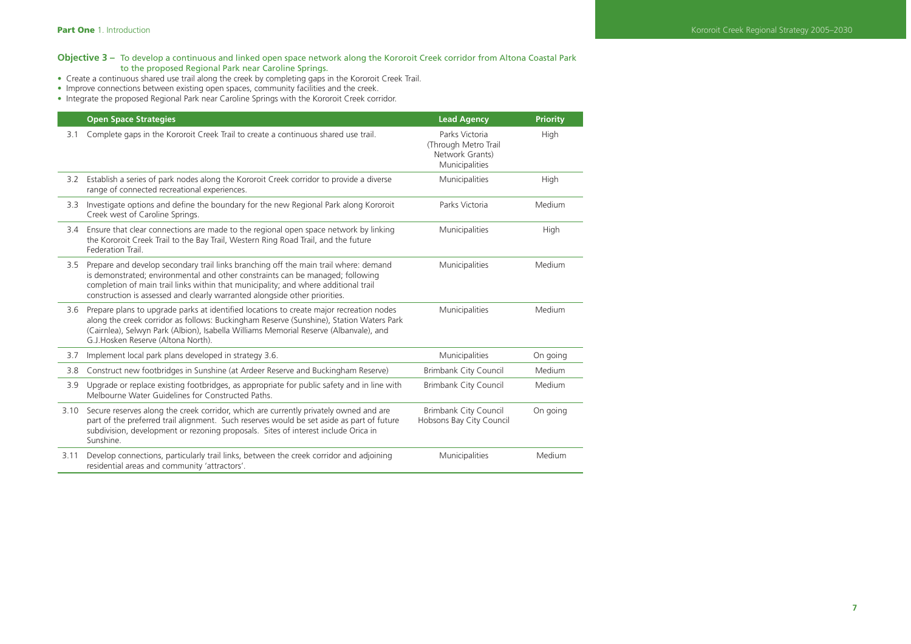**Objective 3 –** To develop a continuous and linked open space network along the Kororoit Creek corridor from Altona Coastal Park to the proposed Regional Park near Caroline Springs.

- Create a continuous shared use trail along the creek by completing gaps in the Kororoit Creek Trail.
- Improve connections between existing open spaces, community facilities and the creek.
- Integrate the proposed Regional Park near Caroline Springs with the Kororoit Creek corridor.

| | Open Space Strategies | Lead Agency | Priority |
|---|---|---|---|
| 3.1 | Complete gaps in the Kororoit Creek Trail to create a continuous shared use trail. | Parks Victoria (Through Metro Trail Network Grants) Municipalities | High |
| 3.2 | Establish a series of park nodes along the Kororoit Creek corridor to provide a diverse range of connected recreational experiences. | Municipalities | High |
| 3.3 | Investigate options and define the boundary for the new Regional Park along Kororoit Creek west of Caroline Springs. | Parks Victoria | Medium |
| 3.4 | Ensure that clear connections are made to the regional open space network by linking the Kororoit Creek Trail to the Bay Trail, Western Ring Road Trail, and the future Federation Trail. | Municipalities | High |
| 3.5 | Prepare and develop secondary trail links branching off the main trail where: demand is demonstrated; environmental and other constraints can be managed; following completion of main trail links within that municipality; and where additional trail construction is assessed and clearly warranted alongside other priorities. | Municipalities | Medium |
| 3.6 | Prepare plans to upgrade parks at identified locations to create major recreation nodes along the creek corridor as follows: Buckingham Reserve (Sunshine), Station Waters Park (Cairnlea), Selwyn Park (Albion), Isabella Williams Memorial Reserve (Albanvale), and G.J.Hosken Reserve (Altona North). | Municipalities | Medium |
| 3.7 | Implement local park plans developed in strategy 3.6. | Municipalities | On going |
| 3.8 | Construct new footbridges in Sunshine (at Ardeer Reserve and Buckingham Reserve) | Brimbank City Council | Medium |
| 3.9 | Upgrade or replace existing footbridges, as appropriate for public safety and in line with Melbourne Water Guidelines for Constructed Paths. | Brimbank City Council | Medium |
| 3.10 | Secure reserves along the creek corridor, which are currently privately owned and are part of the preferred trail alignment. Such reserves would be set aside as part of future subdivision, development or rezoning proposals. Sites of interest include Orica in Sunshine. | Brimbank City Council Hobsons Bay City Council | On going |
| 3.11 | Develop connections, particularly trail links, between the creek corridor and adjoining residential areas and community 'attractors'. | Municipalities | Medium |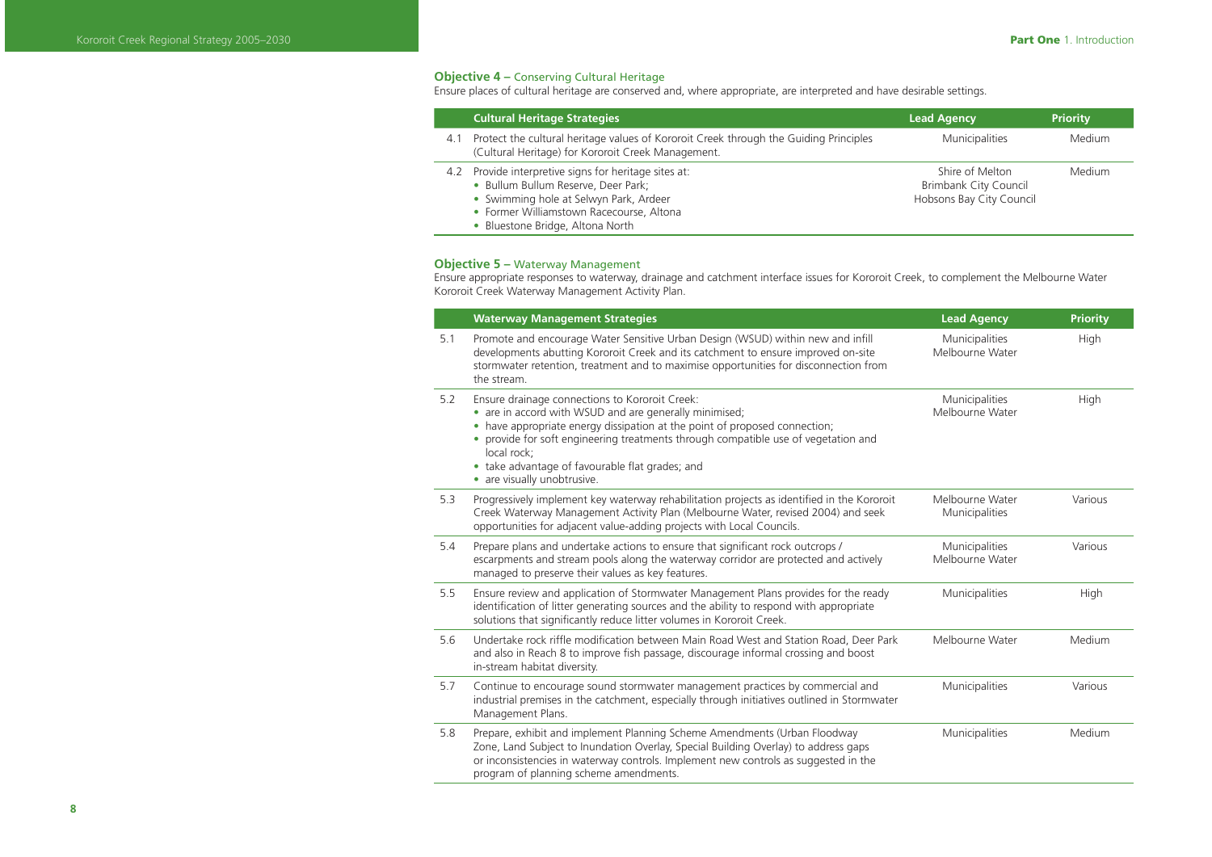**Objective 4** – Conserving Cultural Heritage

Ensure places of cultural heritage are conserved and, where appropriate, are interpreted and have desirable settings.

| | Cultural Heritage Strategies | Lead Agency | Priority |
|---|---|---|---|
| 4.1 | Protect the cultural heritage values of Kororoit Creek through the Guiding Principles (Cultural Heritage) for Kororoit Creek Management. | Municipalities | Medium |
| 4.2 | Provide interpretive signs for heritage sites at:<br>• Bullum Bullum Reserve, Deer Park;<br>• Swimming hole at Selwyn Park, Ardeer<br>• Former Williamstown Racecourse, Altona<br>• Bluestone Bridge, Altona North | Shire of Melton<br>Brimbank City Council<br>Hobsons Bay City Council | Medium |

**Objective 5** – Waterway Management

Ensure appropriate responses to waterway, drainage and catchment interface issues for Kororoit Creek, to complement the Melbourne Water Kororoit Creek Waterway Management Activity Plan.

| | Waterway Management Strategies | Lead Agency | Priority |
|---|---|---|---|
| 5.1 | Promote and encourage Water Sensitive Urban Design (WSUD) within new and infill developments abutting Kororoit Creek and its catchment to ensure improved on-site stormwater retention, treatment and to maximise opportunities for disconnection from the stream. | Municipalities<br>Melbourne Water | High |
| 5.2 | Ensure drainage connections to Kororoit Creek:<br>• are in accord with WSUD and are generally minimised;<br>• have appropriate energy dissipation at the point of proposed connection;<br>• provide for soft engineering treatments through compatible use of vegetation and local rock;<br>• take advantage of favourable flat grades; and<br>• are visually unobtrusive. | Municipalities<br>Melbourne Water | High |
| 5.3 | Progressively implement key waterway rehabilitation projects as identified in the Kororoit Creek Waterway Management Activity Plan (Melbourne Water, revised 2004) and seek opportunities for adjacent value-adding projects with Local Councils. | Melbourne Water<br>Municipalities | Various |
| 5.4 | Prepare plans and undertake actions to ensure that significant rock outcrops / escarpments and stream pools along the waterway corridor are protected and actively managed to preserve their values as key features. | Municipalities<br>Melbourne Water | Various |
| 5.5 | Ensure review and application of Stormwater Management Plans provides for the ready identification of litter generating sources and the ability to respond with appropriate solutions that significantly reduce litter volumes in Kororoit Creek. | Municipalities | High |
| 5.6 | Undertake rock riffle modification between Main Road West and Station Road, Deer Park and also in Reach 8 to improve fish passage, discourage informal crossing and boost in-stream habitat diversity. | Melbourne Water | Medium |
| 5.7 | Continue to encourage sound stormwater management practices by commercial and industrial premises in the catchment, especially through initiatives outlined in Stormwater Management Plans. | Municipalities | Various |
| 5.8 | Prepare, exhibit and implement Planning Scheme Amendments (Urban Floodway Zone, Land Subject to Inundation Overlay, Special Building Overlay) to address gaps or inconsistencies in waterway controls. Implement new controls as suggested in the program of planning scheme amendments. | Municipalities | Medium |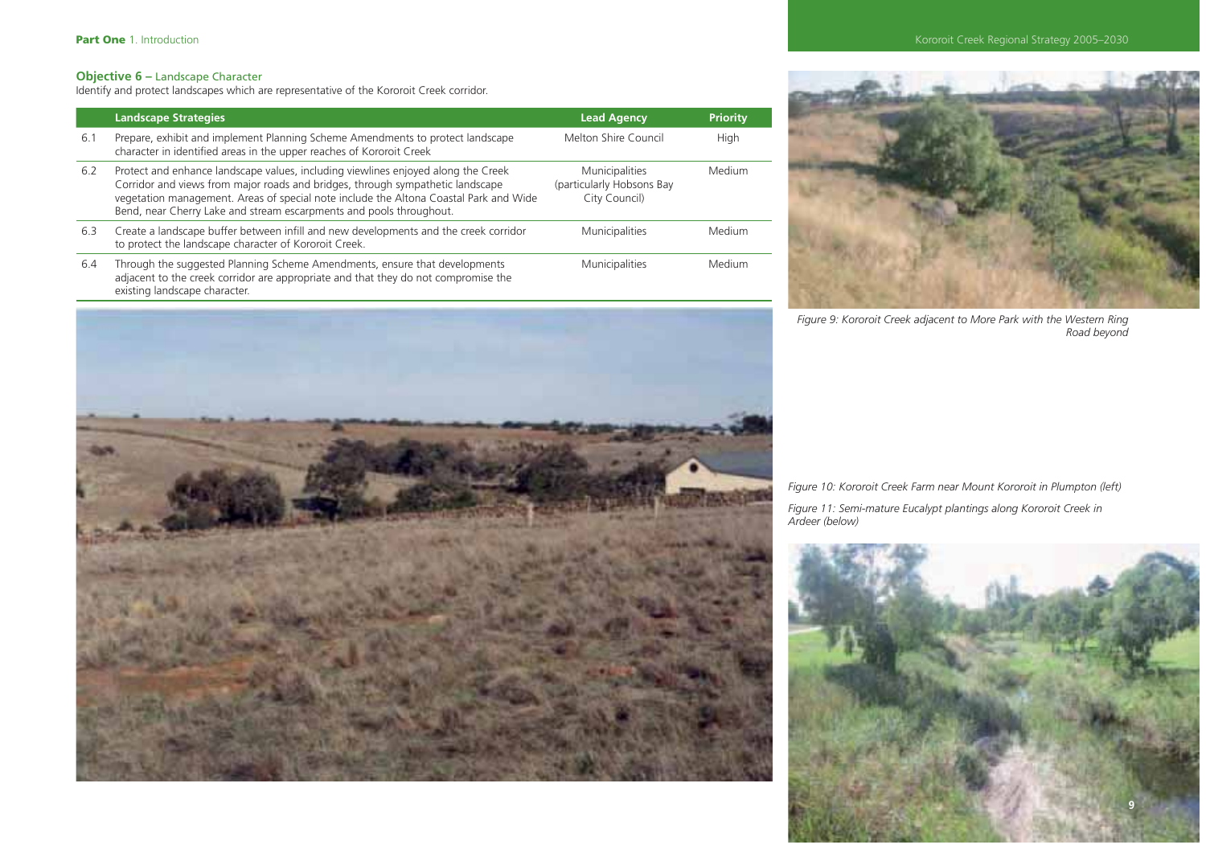**Objective 6 –** Landscape Character

Identify and protect landscapes which are representative of the Kororoit Creek corridor.

| | Landscape Strategies | Lead Agency | Priority |
|---|---|---|---|
| 6.1 | Prepare, exhibit and implement Planning Scheme Amendments to protect landscape character in identified areas in the upper reaches of Kororoit Creek | Melton Shire Council | High |
| 6.2 | Protect and enhance landscape values, including viewlines enjoyed along the Creek Corridor and views from major roads and bridges, through sympathetic landscape vegetation management. Areas of special note include the Altona Coastal Park and Wide Bend, near Cherry Lake and stream escarpments and pools throughout. | Municipalities (particularly Hobsons Bay City Council) | Medium |
| 6.3 | Create a landscape buffer between infill and new developments and the creek corridor to protect the landscape character of Kororoit Creek. | Municipalities | Medium |
| 6.4 | Through the suggested Planning Scheme Amendments, ensure that developments adjacent to the creek corridor are appropriate and that they do not compromise the existing landscape character. | Municipalities | Medium |

*Figure 9: Kororoit Creek adjacent to More Park with the Western Ring Road beyond*

*Figure 10: Kororoit Creek Farm near Mount Kororoit in Plumpton (left)*

*Figure 11: Semi-mature Eucalypt plantings along Kororoit Creek in Ardeer (below)*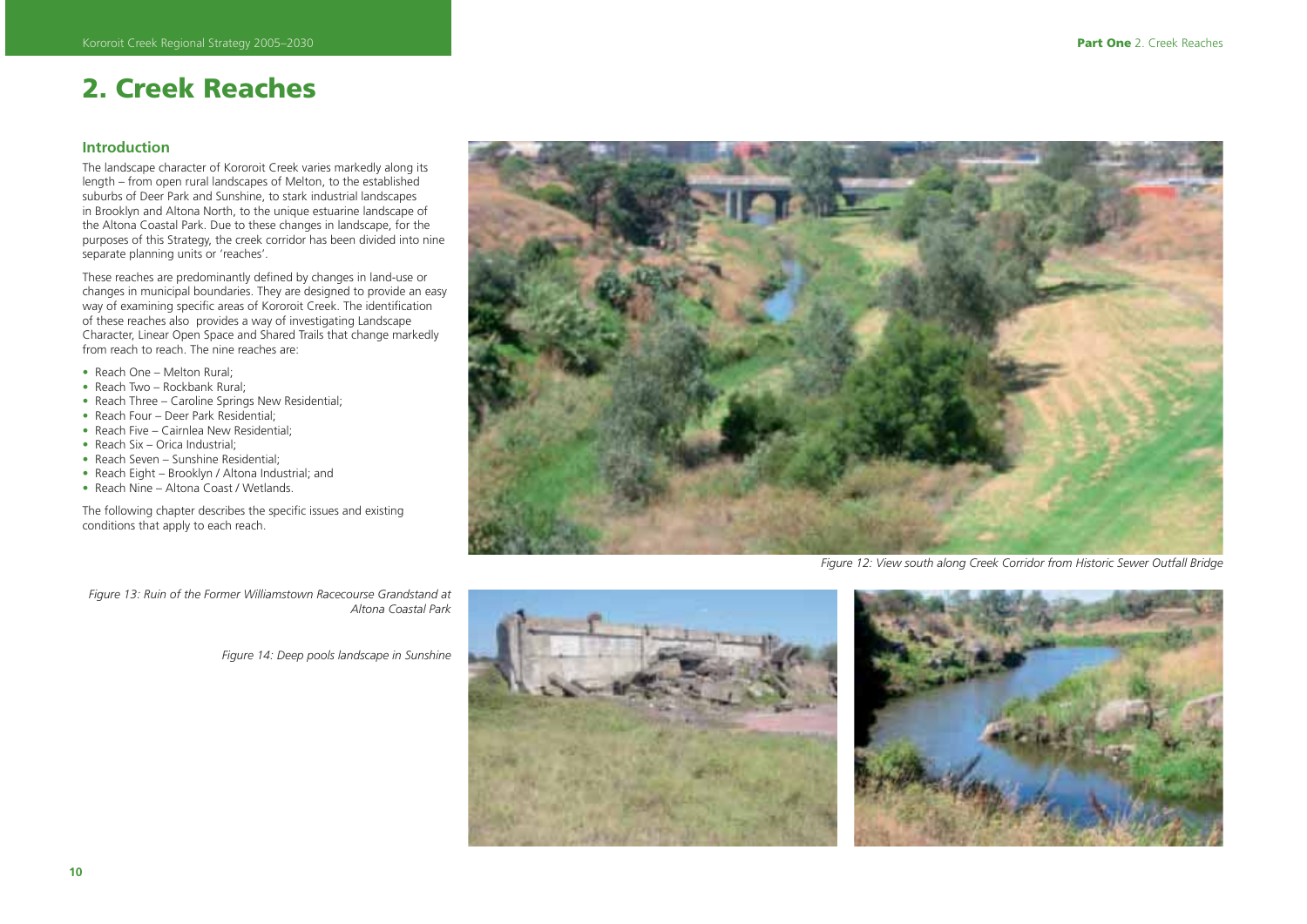# 2. Creek Reaches

## Introduction

The landscape character of Kororoit Creek varies markedly along its length – from open rural landscapes of Melton, to the established suburbs of Deer Park and Sunshine, to stark industrial landscapes in Brooklyn and Altona North, to the unique estuarine landscape of the Altona Coastal Park. Due to these changes in landscape, for the purposes of this Strategy, the creek corridor has been divided into nine separate planning units or 'reaches'.

These reaches are predominantly defined by changes in land-use or changes in municipal boundaries. They are designed to provide an easy way of examining specific areas of Kororoit Creek. The identification of these reaches also provides a way of investigating Landscape Character, Linear Open Space and Shared Trails that change markedly from reach to reach. The nine reaches are:

- Reach One – Melton Rural;
- Reach Two – Rockbank Rural;
- Reach Three – Caroline Springs New Residential;
- Reach Four – Deer Park Residential;
- Reach Five – Cairnlea New Residential;
- Reach Six – Orica Industrial;
- Reach Seven – Sunshine Residential;
- Reach Eight – Brooklyn / Altona Industrial; and
- Reach Nine – Altona Coast / Wetlands.

The following chapter describes the specific issues and existing conditions that apply to each reach.

*Figure 12: View south along Creek Corridor from Historic Sewer Outfall Bridge*

*Figure 13: Ruin of the Former Williamstown Racecourse Grandstand at Altona Coastal Park*

*Figure 14: Deep pools landscape in Sunshine*